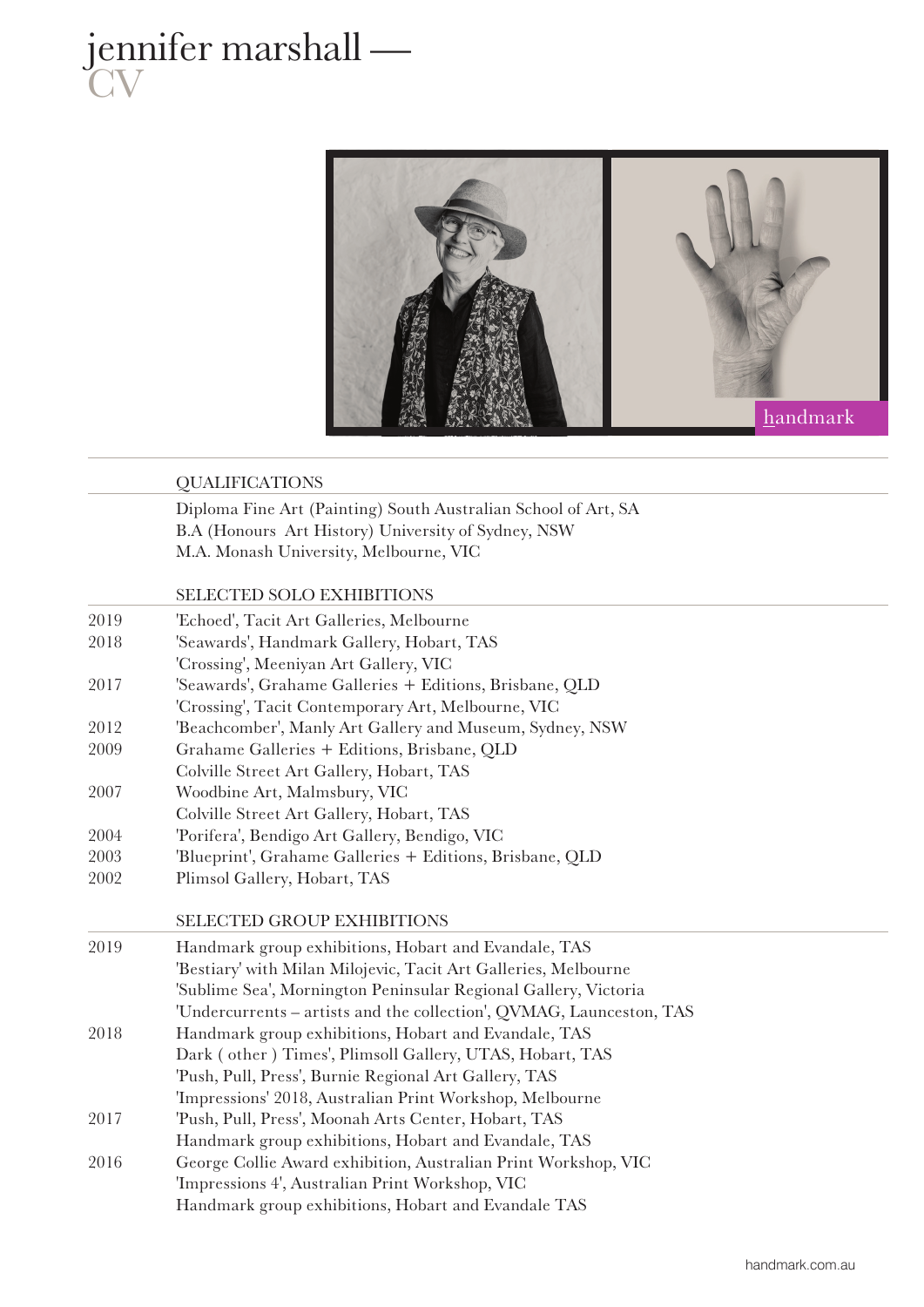# jennifer marshall — CV

handmark

## QUALIFICATIONS

Diploma Fine Art (Painting) South Australian School of Art, SA
B.A (Honours  Art History) University of Sydney, NSW
M.A. Monash University, Melbourne, VIC

## SELECTED SOLO EXHIBITIONS

2019 'Echoed', Tacit Art Galleries, Melbourne
2018 'Seawards', Handmark Gallery, Hobart, TAS
'Crossing', Meeniyan Art Gallery, VIC
2017 'Seawards', Grahame Galleries + Editions, Brisbane, QLD
'Crossing', Tacit Contemporary Art, Melbourne, VIC
2012 'Beachcomber', Manly Art Gallery and Museum, Sydney, NSW
2009 Grahame Galleries + Editions, Brisbane, QLD
Colville Street Art Gallery, Hobart, TAS
2007 Woodbine Art, Malmsbury, VIC
Colville Street Art Gallery, Hobart, TAS
2004 'Porifera', Bendigo Art Gallery, Bendigo, VIC
2003 'Blueprint', Grahame Galleries + Editions, Brisbane, QLD
2002 Plimsol Gallery, Hobart, TAS

## SELECTED GROUP EXHIBITIONS

2019 Handmark group exhibitions, Hobart and Evandale, TAS
'Bestiary' with Milan Milojevic, Tacit Art Galleries, Melbourne
'Sublime Sea', Mornington Peninsular Regional Gallery, Victoria
'Undercurrents – artists and the collection', QVMAG, Launceston, TAS
2018 Handmark group exhibitions, Hobart and Evandale, TAS
Dark ( other ) Times', Plimsoll Gallery, UTAS, Hobart, TAS
'Push, Pull, Press', Burnie Regional Art Gallery, TAS
'Impressions' 2018, Australian Print Workshop, Melbourne
2017 'Push, Pull, Press', Moonah Arts Center, Hobart, TAS
Handmark group exhibitions, Hobart and Evandale, TAS
2016 George Collie Award exhibition, Australian Print Workshop, VIC
'Impressions 4', Australian Print Workshop, VIC
Handmark group exhibitions, Hobart and Evandale TAS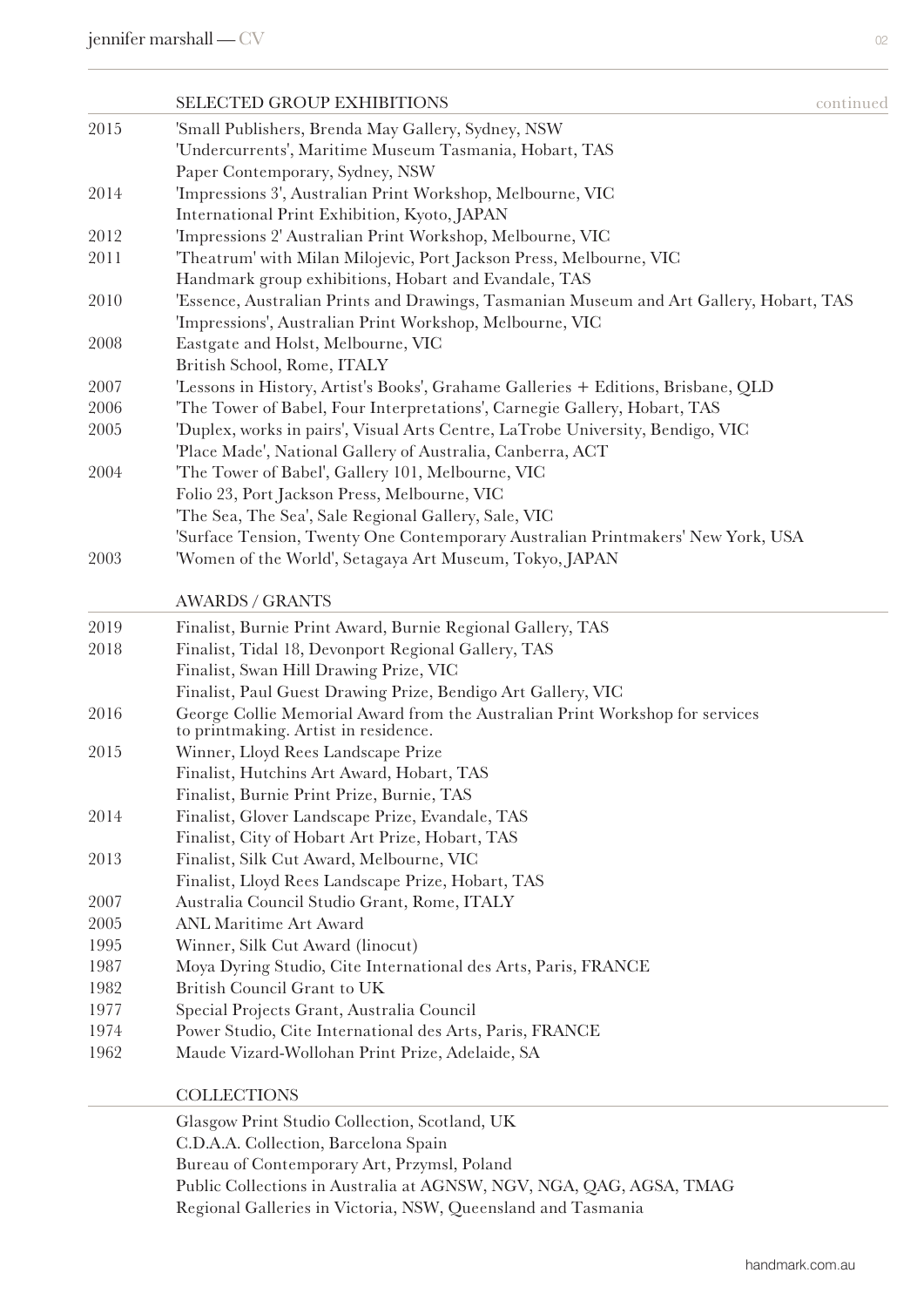## SELECTED GROUP EXHIBITIONS continued

| | |
|---|---|
| 2015 | 'Small Publishers, Brenda May Gallery, Sydney, NSW |
| | 'Undercurrents', Maritime Museum Tasmania, Hobart, TAS |
| | Paper Contemporary, Sydney, NSW |
| 2014 | 'Impressions 3', Australian Print Workshop, Melbourne, VIC |
| | International Print Exhibition, Kyoto, JAPAN |
| 2012 | 'Impressions 2' Australian Print Workshop, Melbourne, VIC |
| 2011 | 'Theatrum' with Milan Milojevic, Port Jackson Press, Melbourne, VIC |
| | Handmark group exhibitions, Hobart and Evandale, TAS |
| 2010 | 'Essence, Australian Prints and Drawings, Tasmanian Museum and Art Gallery, Hobart, TAS |
| | 'Impressions', Australian Print Workshop, Melbourne, VIC |
| 2008 | Eastgate and Holst, Melbourne, VIC |
| | British School, Rome, ITALY |
| 2007 | 'Lessons in History, Artist's Books', Grahame Galleries + Editions, Brisbane, QLD |
| 2006 | 'The Tower of Babel, Four Interpretations', Carnegie Gallery, Hobart, TAS |
| 2005 | 'Duplex, works in pairs', Visual Arts Centre, LaTrobe University, Bendigo, VIC |
| | 'Place Made', National Gallery of Australia, Canberra, ACT |
| 2004 | 'The Tower of Babel', Gallery 101, Melbourne, VIC |
| | Folio 23, Port Jackson Press, Melbourne, VIC |
| | 'The Sea, The Sea', Sale Regional Gallery, Sale, VIC |
| | 'Surface Tension, Twenty One Contemporary Australian Printmakers' New York, USA |
| 2003 | 'Women of the World', Setagaya Art Museum, Tokyo, JAPAN |

## AWARDS / GRANTS

| | |
|---|---|
| 2019 | Finalist, Burnie Print Award, Burnie Regional Gallery, TAS |
| 2018 | Finalist, Tidal 18, Devonport Regional Gallery, TAS |
| | Finalist, Swan Hill Drawing Prize, VIC |
| | Finalist, Paul Guest Drawing Prize, Bendigo Art Gallery, VIC |
| 2016 | George Collie Memorial Award from the Australian Print Workshop for services to printmaking. Artist in residence. |
| 2015 | Winner, Lloyd Rees Landscape Prize |
| | Finalist, Hutchins Art Award, Hobart, TAS |
| | Finalist, Burnie Print Prize, Burnie, TAS |
| 2014 | Finalist, Glover Landscape Prize, Evandale, TAS |
| | Finalist, City of Hobart Art Prize, Hobart, TAS |
| 2013 | Finalist, Silk Cut Award, Melbourne, VIC |
| | Finalist, Lloyd Rees Landscape Prize, Hobart, TAS |
| 2007 | Australia Council Studio Grant, Rome, ITALY |
| 2005 | ANL Maritime Art Award |
| 1995 | Winner, Silk Cut Award (linocut) |
| 1987 | Moya Dyring Studio, Cite International des Arts, Paris, FRANCE |
| 1982 | British Council Grant to UK |
| 1977 | Special Projects Grant, Australia Council |
| 1974 | Power Studio, Cite International des Arts, Paris, FRANCE |
| 1962 | Maude Vizard-Wollohan Print Prize, Adelaide, SA |

## COLLECTIONS

Glasgow Print Studio Collection, Scotland, UK
C.D.A.A. Collection, Barcelona Spain
Bureau of Contemporary Art, Przymsl, Poland
Public Collections in Australia at AGNSW, NGV, NGA, QAG, AGSA, TMAG
Regional Galleries in Victoria, NSW, Queensland and Tasmania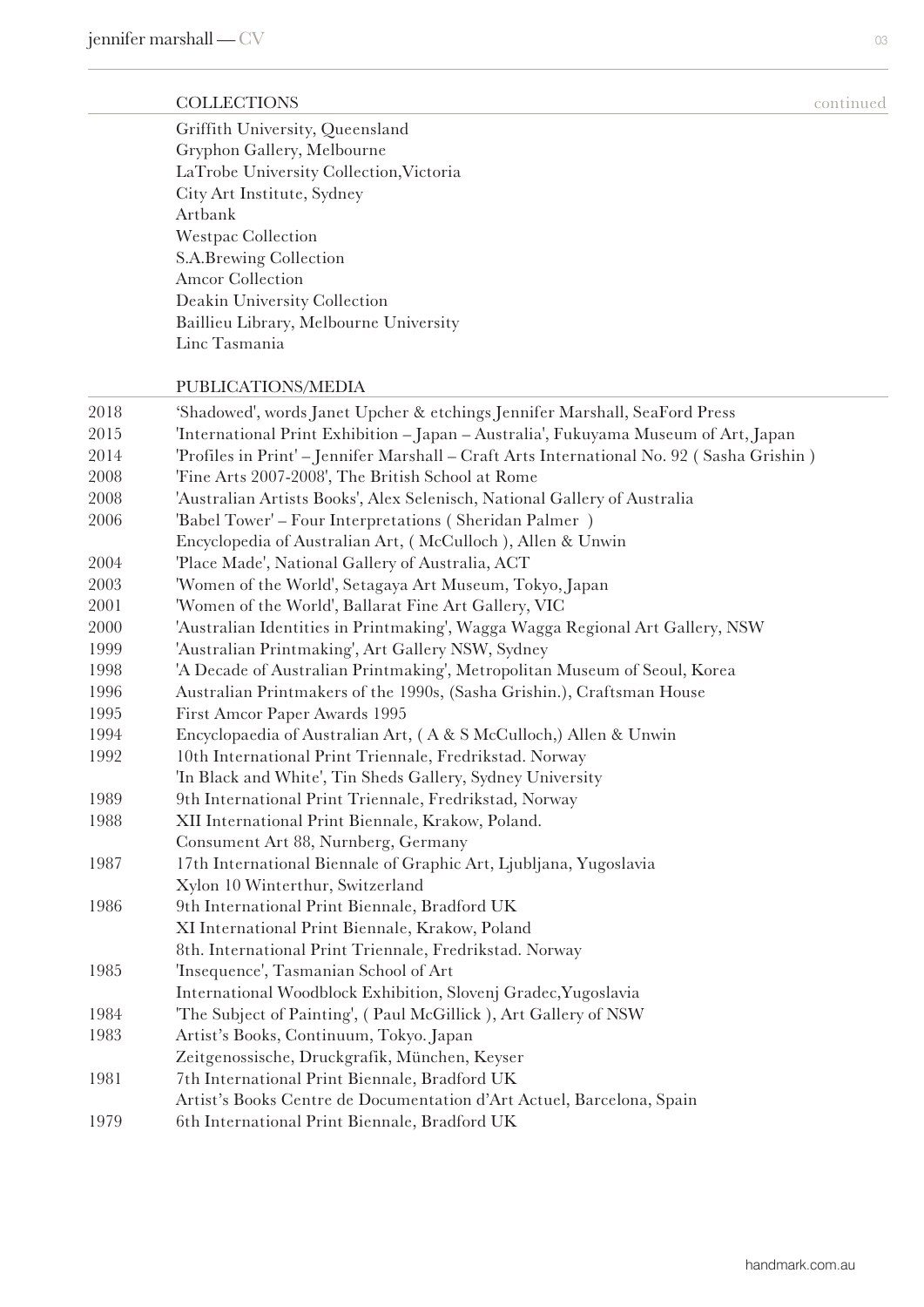## COLLECTIONS

continued

Griffith University, Queensland
Gryphon Gallery, Melbourne
LaTrobe University Collection,Victoria
City Art Institute, Sydney
Artbank
Westpac Collection
S.A.Brewing Collection
Amcor Collection
Deakin University Collection
Baillieu Library, Melbourne University
Linc Tasmania

## PUBLICATIONS/MEDIA

| | |
|---|---|
| 2018 | 'Shadowed', words Janet Upcher & etchings Jennifer Marshall, SeaFord Press |
| 2015 | 'International Print Exhibition – Japan – Australia', Fukuyama Museum of Art, Japan |
| 2014 | 'Profiles in Print' – Jennifer Marshall – Craft Arts International No. 92 ( Sasha Grishin ) |
| 2008 | 'Fine Arts 2007-2008', The British School at Rome |
| 2008 | 'Australian Artists Books', Alex Selenisch, National Gallery of Australia |
| 2006 | 'Babel Tower' – Four Interpretations ( Sheridan Palmer ) |
| | Encyclopedia of Australian Art, ( McCulloch ), Allen & Unwin |
| 2004 | 'Place Made', National Gallery of Australia, ACT |
| 2003 | 'Women of the World', Setagaya Art Museum, Tokyo, Japan |
| 2001 | 'Women of the World', Ballarat Fine Art Gallery, VIC |
| 2000 | 'Australian Identities in Printmaking', Wagga Wagga Regional Art Gallery, NSW |
| 1999 | 'Australian Printmaking', Art Gallery NSW, Sydney |
| 1998 | 'A Decade of Australian Printmaking', Metropolitan Museum of Seoul, Korea |
| 1996 | Australian Printmakers of the 1990s, (Sasha Grishin.), Craftsman House |
| 1995 | First Amcor Paper Awards 1995 |
| 1994 | Encyclopaedia of Australian Art, ( A & S McCulloch,) Allen & Unwin |
| 1992 | 10th International Print Triennale, Fredrikstad. Norway |
| | 'In Black and White', Tin Sheds Gallery, Sydney University |
| 1989 | 9th International Print Triennale, Fredrikstad, Norway |
| 1988 | XII International Print Biennale, Krakow, Poland. |
| | Consument Art 88, Nurnberg, Germany |
| 1987 | 17th International Biennale of Graphic Art, Ljubljana, Yugoslavia |
| | Xylon 10 Winterthur, Switzerland |
| 1986 | 9th International Print Biennale, Bradford UK |
| | XI International Print Biennale, Krakow, Poland |
| | 8th. International Print Triennale, Fredrikstad. Norway |
| 1985 | 'Insequence', Tasmanian School of Art |
| | International Woodblock Exhibition, Slovenj Gradec,Yugoslavia |
| 1984 | 'The Subject of Painting', ( Paul McGillick ), Art Gallery of NSW |
| 1983 | Artist's Books, Continuum, Tokyo. Japan |
| | Zeitgenossische, Druckgrafik, München, Keyser |
| 1981 | 7th International Print Biennale, Bradford UK |
| | Artist's Books Centre de Documentation d'Art Actuel, Barcelona, Spain |
| 1979 | 6th International Print Biennale, Bradford UK |